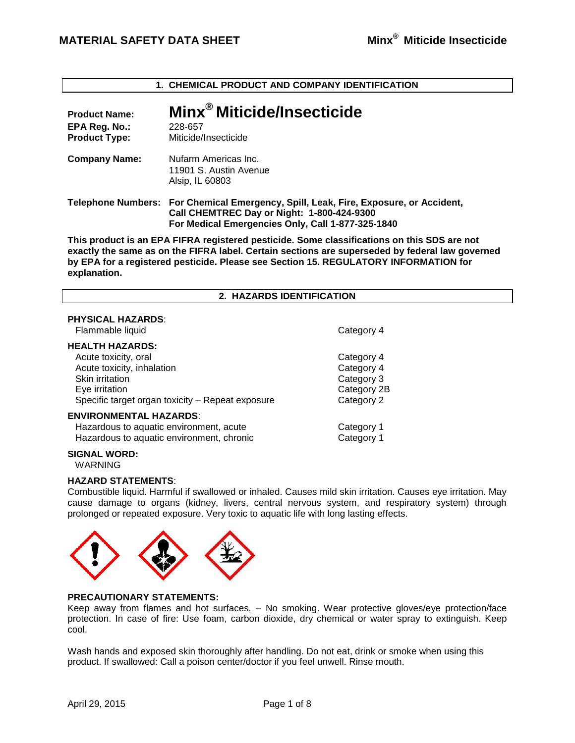# 1. CHEMICAL PRODUCT AND COMPANY IDENTIFICATION

**Product Name:** **Minx® Miticide/Insecticide**
**EPA Reg. No.:** 228-657
**Product Type:** Miticide/Insecticide

**Company Name:** Nufarm Americas Inc.
11901 S. Austin Avenue
Alsip, IL 60803

**Telephone Numbers:** **For Chemical Emergency, Spill, Leak, Fire, Exposure, or Accident, Call CHEMTREC Day or Night: 1-800-424-9300**
**For Medical Emergencies Only, Call 1-877-325-1840**

**This product is an EPA FIFRA registered pesticide. Some classifications on this SDS are not exactly the same as on the FIFRA label. Certain sections are superseded by federal law governed by EPA for a registered pesticide. Please see Section 15. REGULATORY INFORMATION for explanation.**

# 2. HAZARDS IDENTIFICATION

**PHYSICAL HAZARDS**:

| | |
|---|---|
| Flammable liquid | Category 4 |

**HEALTH HAZARDS:**

| | |
|---|---|
| Acute toxicity, oral | Category 4 |
| Acute toxicity, inhalation | Category 4 |
| Skin irritation | Category 3 |
| Eye irritation | Category 2B |
| Specific target organ toxicity – Repeat exposure | Category 2 |

**ENVIRONMENTAL HAZARDS**:

| | |
|---|---|
| Hazardous to aquatic environment, acute | Category 1 |
| Hazardous to aquatic environment, chronic | Category 1 |

**SIGNAL WORD:**
WARNING

**HAZARD STATEMENTS**:
Combustible liquid. Harmful if swallowed or inhaled. Causes mild skin irritation. Causes eye irritation. May cause damage to organs (kidney, livers, central nervous system, and respiratory system) through prolonged or repeated exposure. Very toxic to aquatic life with long lasting effects.

**PRECAUTIONARY STATEMENTS:**
Keep away from flames and hot surfaces. – No smoking. Wear protective gloves/eye protection/face protection. In case of fire: Use foam, carbon dioxide, dry chemical or water spray to extinguish. Keep cool.

Wash hands and exposed skin thoroughly after handling. Do not eat, drink or smoke when using this product. If swallowed: Call a poison center/doctor if you feel unwell. Rinse mouth.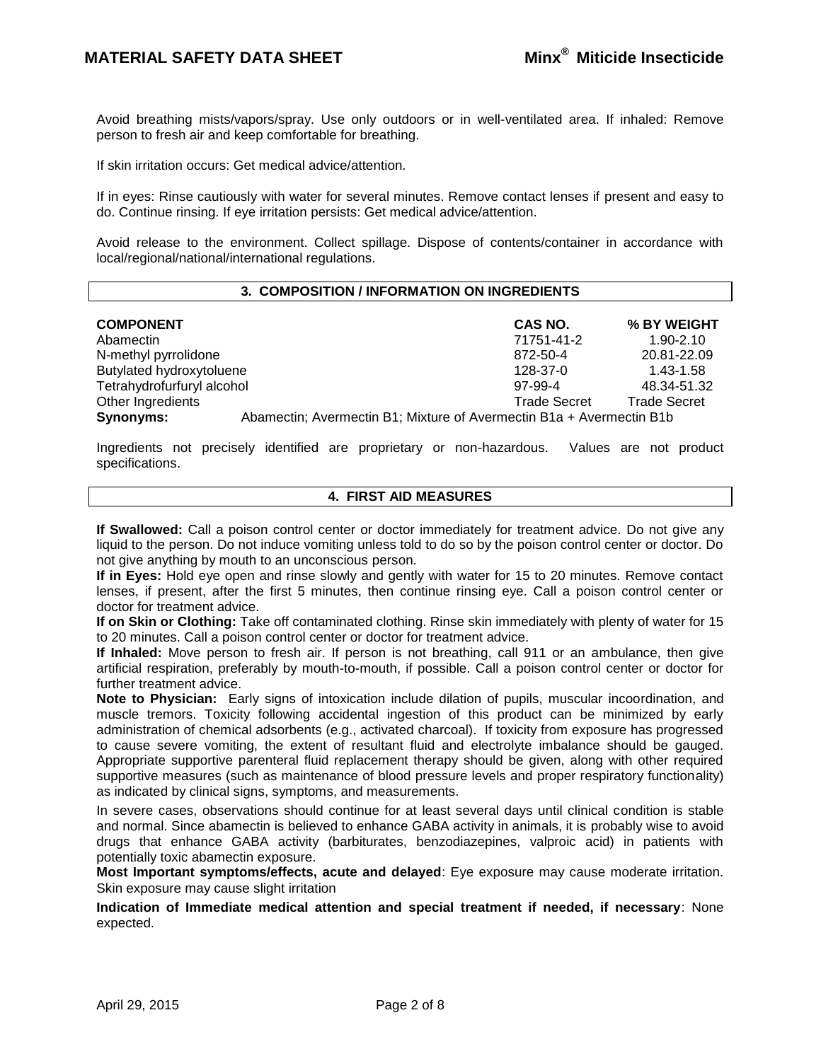Avoid breathing mists/vapors/spray. Use only outdoors or in well-ventilated area. If inhaled: Remove person to fresh air and keep comfortable for breathing.

If skin irritation occurs: Get medical advice/attention.

If in eyes: Rinse cautiously with water for several minutes. Remove contact lenses if present and easy to do. Continue rinsing. If eye irritation persists: Get medical advice/attention.

Avoid release to the environment. Collect spillage. Dispose of contents/container in accordance with local/regional/national/international regulations.

## 3. COMPOSITION / INFORMATION ON INGREDIENTS

| COMPONENT | CAS NO. | % BY WEIGHT |
|---|---|---|
| Abamectin | 71751-41-2 | 1.90-2.10 |
| N-methyl pyrrolidone | 872-50-4 | 20.81-22.09 |
| Butylated hydroxytoluene | 128-37-0 | 1.43-1.58 |
| Tetrahydrofurfuryl alcohol | 97-99-4 | 48.34-51.32 |
| Other Ingredients | Trade Secret | Trade Secret |

**Synonyms:** Abamectin; Avermectin B1; Mixture of Avermectin B1a + Avermectin B1b

Ingredients not precisely identified are proprietary or non-hazardous. Values are not product specifications.

## 4. FIRST AID MEASURES

**If Swallowed:** Call a poison control center or doctor immediately for treatment advice. Do not give any liquid to the person. Do not induce vomiting unless told to do so by the poison control center or doctor. Do not give anything by mouth to an unconscious person.

**If in Eyes:** Hold eye open and rinse slowly and gently with water for 15 to 20 minutes. Remove contact lenses, if present, after the first 5 minutes, then continue rinsing eye. Call a poison control center or doctor for treatment advice.

**If on Skin or Clothing:** Take off contaminated clothing. Rinse skin immediately with plenty of water for 15 to 20 minutes. Call a poison control center or doctor for treatment advice.

**If Inhaled:** Move person to fresh air. If person is not breathing, call 911 or an ambulance, then give artificial respiration, preferably by mouth-to-mouth, if possible. Call a poison control center or doctor for further treatment advice.

**Note to Physician:** Early signs of intoxication include dilation of pupils, muscular incoordination, and muscle tremors. Toxicity following accidental ingestion of this product can be minimized by early administration of chemical adsorbents (e.g., activated charcoal). If toxicity from exposure has progressed to cause severe vomiting, the extent of resultant fluid and electrolyte imbalance should be gauged. Appropriate supportive parenteral fluid replacement therapy should be given, along with other required supportive measures (such as maintenance of blood pressure levels and proper respiratory functionality) as indicated by clinical signs, symptoms, and measurements.

In severe cases, observations should continue for at least several days until clinical condition is stable and normal. Since abamectin is believed to enhance GABA activity in animals, it is probably wise to avoid drugs that enhance GABA activity (barbiturates, benzodiazepines, valproic acid) in patients with potentially toxic abamectin exposure.

**Most Important symptoms/effects, acute and delayed**: Eye exposure may cause moderate irritation. Skin exposure may cause slight irritation

**Indication of Immediate medical attention and special treatment if needed, if necessary**: None expected.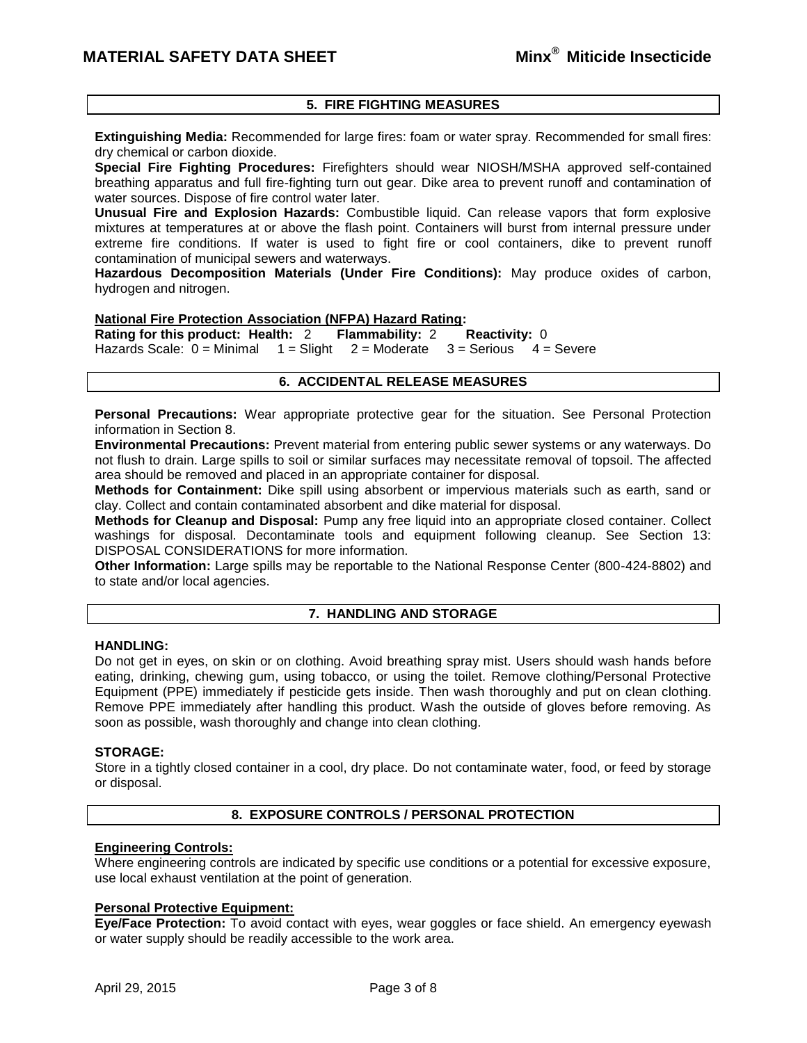## 5. FIRE FIGHTING MEASURES

**Extinguishing Media:** Recommended for large fires: foam or water spray. Recommended for small fires: dry chemical or carbon dioxide.

**Special Fire Fighting Procedures:** Firefighters should wear NIOSH/MSHA approved self-contained breathing apparatus and full fire-fighting turn out gear. Dike area to prevent runoff and contamination of water sources. Dispose of fire control water later.

**Unusual Fire and Explosion Hazards:** Combustible liquid. Can release vapors that form explosive mixtures at temperatures at or above the flash point. Containers will burst from internal pressure under extreme fire conditions. If water is used to fight fire or cool containers, dike to prevent runoff contamination of municipal sewers and waterways.

**Hazardous Decomposition Materials (Under Fire Conditions):** May produce oxides of carbon, hydrogen and nitrogen.

**National Fire Protection Association (NFPA) Hazard Rating:**

**Rating for this product: Health:** 2 **Flammability:** 2 **Reactivity:** 0

Hazards Scale: 0 = Minimal 1 = Slight 2 = Moderate 3 = Serious 4 = Severe

## 6. ACCIDENTAL RELEASE MEASURES

**Personal Precautions:** Wear appropriate protective gear for the situation. See Personal Protection information in Section 8.

**Environmental Precautions:** Prevent material from entering public sewer systems or any waterways. Do not flush to drain. Large spills to soil or similar surfaces may necessitate removal of topsoil. The affected area should be removed and placed in an appropriate container for disposal.

**Methods for Containment:** Dike spill using absorbent or impervious materials such as earth, sand or clay. Collect and contain contaminated absorbent and dike material for disposal.

**Methods for Cleanup and Disposal:** Pump any free liquid into an appropriate closed container. Collect washings for disposal. Decontaminate tools and equipment following cleanup. See Section 13: DISPOSAL CONSIDERATIONS for more information.

**Other Information:** Large spills may be reportable to the National Response Center (800-424-8802) and to state and/or local agencies.

## 7. HANDLING AND STORAGE

**HANDLING:**

Do not get in eyes, on skin or on clothing. Avoid breathing spray mist. Users should wash hands before eating, drinking, chewing gum, using tobacco, or using the toilet. Remove clothing/Personal Protective Equipment (PPE) immediately if pesticide gets inside. Then wash thoroughly and put on clean clothing. Remove PPE immediately after handling this product. Wash the outside of gloves before removing. As soon as possible, wash thoroughly and change into clean clothing.

**STORAGE:**

Store in a tightly closed container in a cool, dry place. Do not contaminate water, food, or feed by storage or disposal.

## 8. EXPOSURE CONTROLS / PERSONAL PROTECTION

**Engineering Controls:**

Where engineering controls are indicated by specific use conditions or a potential for excessive exposure, use local exhaust ventilation at the point of generation.

**Personal Protective Equipment:**

**Eye/Face Protection:** To avoid contact with eyes, wear goggles or face shield. An emergency eyewash or water supply should be readily accessible to the work area.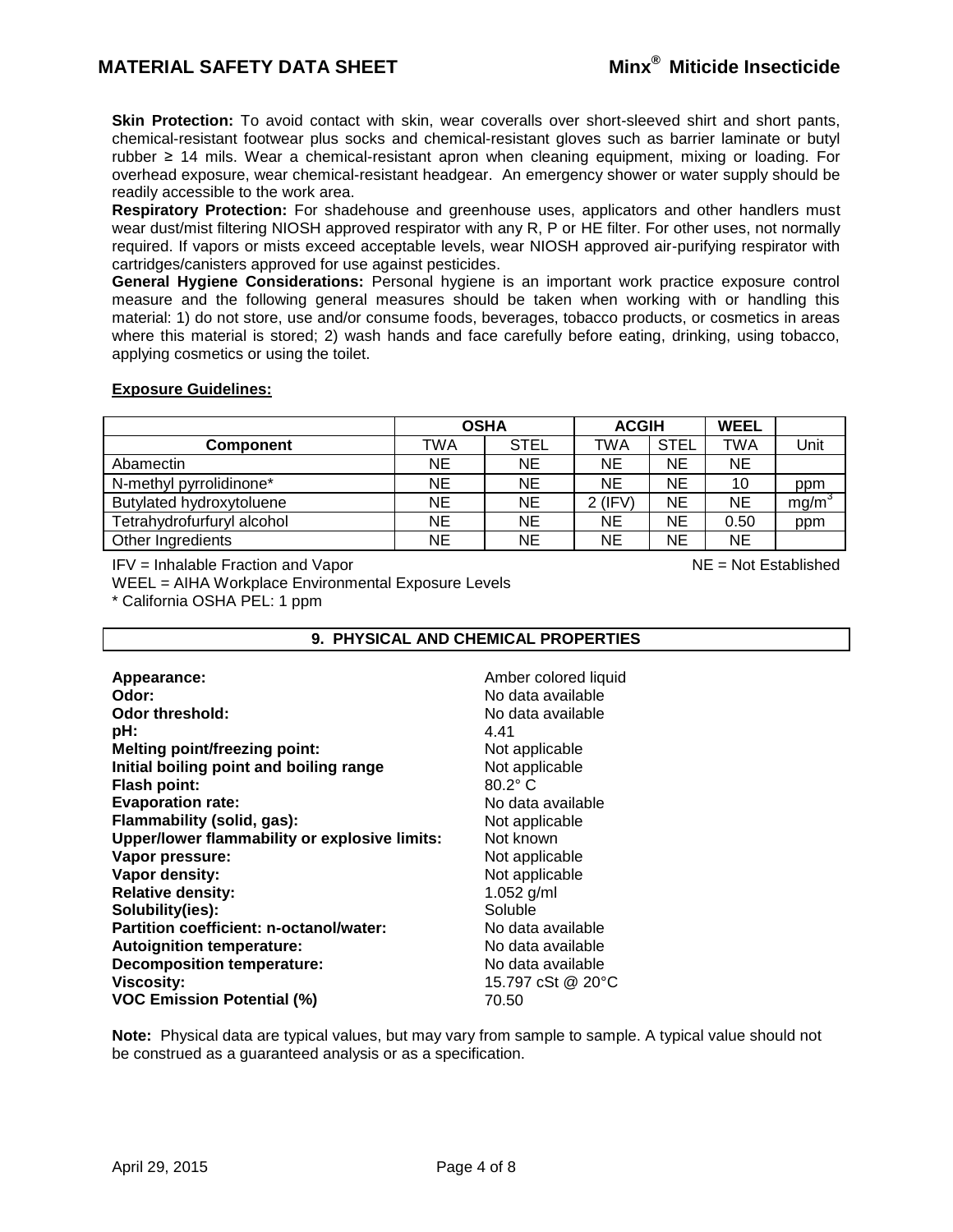**Skin Protection:** To avoid contact with skin, wear coveralls over short-sleeved shirt and short pants, chemical-resistant footwear plus socks and chemical-resistant gloves such as barrier laminate or butyl rubber ≥ 14 mils. Wear a chemical-resistant apron when cleaning equipment, mixing or loading. For overhead exposure, wear chemical-resistant headgear. An emergency shower or water supply should be readily accessible to the work area.

**Respiratory Protection:** For shadehouse and greenhouse uses, applicators and other handlers must wear dust/mist filtering NIOSH approved respirator with any R, P or HE filter. For other uses, not normally required. If vapors or mists exceed acceptable levels, wear NIOSH approved air-purifying respirator with cartridges/canisters approved for use against pesticides.

**General Hygiene Considerations:** Personal hygiene is an important work practice exposure control measure and the following general measures should be taken when working with or handling this material: 1) do not store, use and/or consume foods, beverages, tobacco products, or cosmetics in areas where this material is stored; 2) wash hands and face carefully before eating, drinking, using tobacco, applying cosmetics or using the toilet.

**Exposure Guidelines:**

| | OSHA | | ACGIH | | WEEL | |
|---|---|---|---|---|---|---|
| **Component** | TWA | STEL | TWA | STEL | TWA | Unit |
| Abamectin | NE | NE | NE | NE | NE | |
| N-methyl pyrrolidinone* | NE | NE | NE | NE | 10 | ppm |
| Butylated hydroxytoluene | NE | NE | 2 (IFV) | NE | NE | $mg/m^3$ |
| Tetrahydrofurfuryl alcohol | NE | NE | NE | NE | 0.50 | ppm |
| Other Ingredients | NE | NE | NE | NE | NE | |

IFV = Inhalable Fraction and Vapor NE = Not Established

WEEL = AIHA Workplace Environmental Exposure Levels

\* California OSHA PEL: 1 ppm

## 9. PHYSICAL AND CHEMICAL PROPERTIES

| | |
|---|---|
| **Appearance:** | Amber colored liquid |
| **Odor:** | No data available |
| **Odor threshold:** | No data available |
| **pH:** | 4.41 |
| **Melting point/freezing point:** | Not applicable |
| **Initial boiling point and boiling range** | Not applicable |
| **Flash point:** | 80.2° C |
| **Evaporation rate:** | No data available |
| **Flammability (solid, gas):** | Not applicable |
| **Upper/lower flammability or explosive limits:** | Not known |
| **Vapor pressure:** | Not applicable |
| **Vapor density:** | Not applicable |
| **Relative density:** | 1.052 g/ml |
| **Solubility(ies):** | Soluble |
| **Partition coefficient: n-octanol/water:** | No data available |
| **Autoignition temperature:** | No data available |
| **Decomposition temperature:** | No data available |
| **Viscosity:** | 15.797 cSt @ 20°C |
| **VOC Emission Potential (%)** | 70.50 |

**Note:** Physical data are typical values, but may vary from sample to sample. A typical value should not be construed as a guaranteed analysis or as a specification.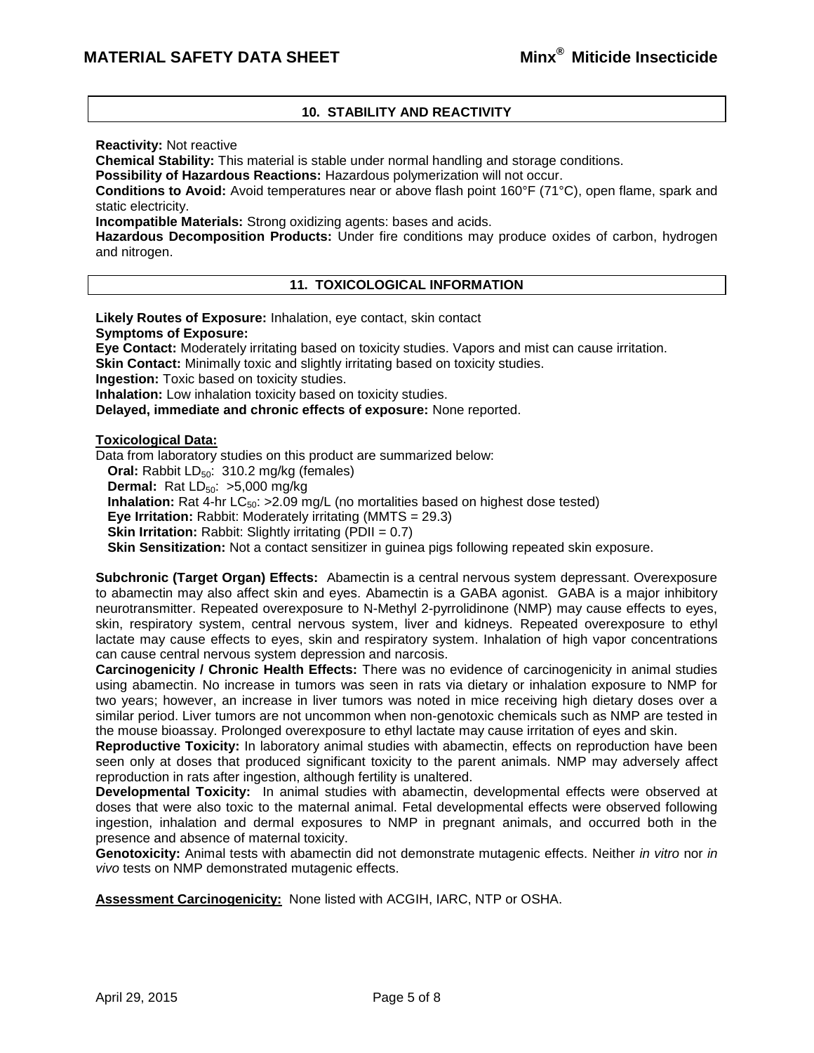## 10. STABILITY AND REACTIVITY

**Reactivity:** Not reactive

**Chemical Stability:** This material is stable under normal handling and storage conditions.

**Possibility of Hazardous Reactions:** Hazardous polymerization will not occur.

**Conditions to Avoid:** Avoid temperatures near or above flash point 160°F (71°C), open flame, spark and static electricity.

**Incompatible Materials:** Strong oxidizing agents: bases and acids.

**Hazardous Decomposition Products:** Under fire conditions may produce oxides of carbon, hydrogen and nitrogen.

## 11. TOXICOLOGICAL INFORMATION

**Likely Routes of Exposure:** Inhalation, eye contact, skin contact

**Symptoms of Exposure:**

**Eye Contact:** Moderately irritating based on toxicity studies. Vapors and mist can cause irritation.

**Skin Contact:** Minimally toxic and slightly irritating based on toxicity studies.

**Ingestion:** Toxic based on toxicity studies.

**Inhalation:** Low inhalation toxicity based on toxicity studies.

**Delayed, immediate and chronic effects of exposure:** None reported.

**Toxicological Data:**

Data from laboratory studies on this product are summarized below:

**Oral:** Rabbit $LD_{50}$: 310.2 mg/kg (females)
**Dermal:** Rat $LD_{50}$: >5,000 mg/kg
**Inhalation:** Rat 4-hr $LC_{50}$: >2.09 mg/L (no mortalities based on highest dose tested)
**Eye Irritation:** Rabbit: Moderately irritating (MMTS = 29.3)
**Skin Irritation:** Rabbit: Slightly irritating (PDII = 0.7)
**Skin Sensitization:** Not a contact sensitizer in guinea pigs following repeated skin exposure.

**Subchronic (Target Organ) Effects:** Abamectin is a central nervous system depressant. Overexposure to abamectin may also affect skin and eyes. Abamectin is a GABA agonist. GABA is a major inhibitory neurotransmitter. Repeated overexposure to N-Methyl 2-pyrrolidinone (NMP) may cause effects to eyes, skin, respiratory system, central nervous system, liver and kidneys. Repeated overexposure to ethyl lactate may cause effects to eyes, skin and respiratory system. Inhalation of high vapor concentrations can cause central nervous system depression and narcosis.

**Carcinogenicity / Chronic Health Effects:** There was no evidence of carcinogenicity in animal studies using abamectin. No increase in tumors was seen in rats via dietary or inhalation exposure to NMP for two years; however, an increase in liver tumors was noted in mice receiving high dietary doses over a similar period. Liver tumors are not uncommon when non-genotoxic chemicals such as NMP are tested in the mouse bioassay. Prolonged overexposure to ethyl lactate may cause irritation of eyes and skin.

**Reproductive Toxicity:** In laboratory animal studies with abamectin, effects on reproduction have been seen only at doses that produced significant toxicity to the parent animals. NMP may adversely affect reproduction in rats after ingestion, although fertility is unaltered.

**Developmental Toxicity:** In animal studies with abamectin, developmental effects were observed at doses that were also toxic to the maternal animal. Fetal developmental effects were observed following ingestion, inhalation and dermal exposures to NMP in pregnant animals, and occurred both in the presence and absence of maternal toxicity.

**Genotoxicity:** Animal tests with abamectin did not demonstrate mutagenic effects. Neither *in vitro* nor *in vivo* tests on NMP demonstrated mutagenic effects.

**Assessment Carcinogenicity:** None listed with ACGIH, IARC, NTP or OSHA.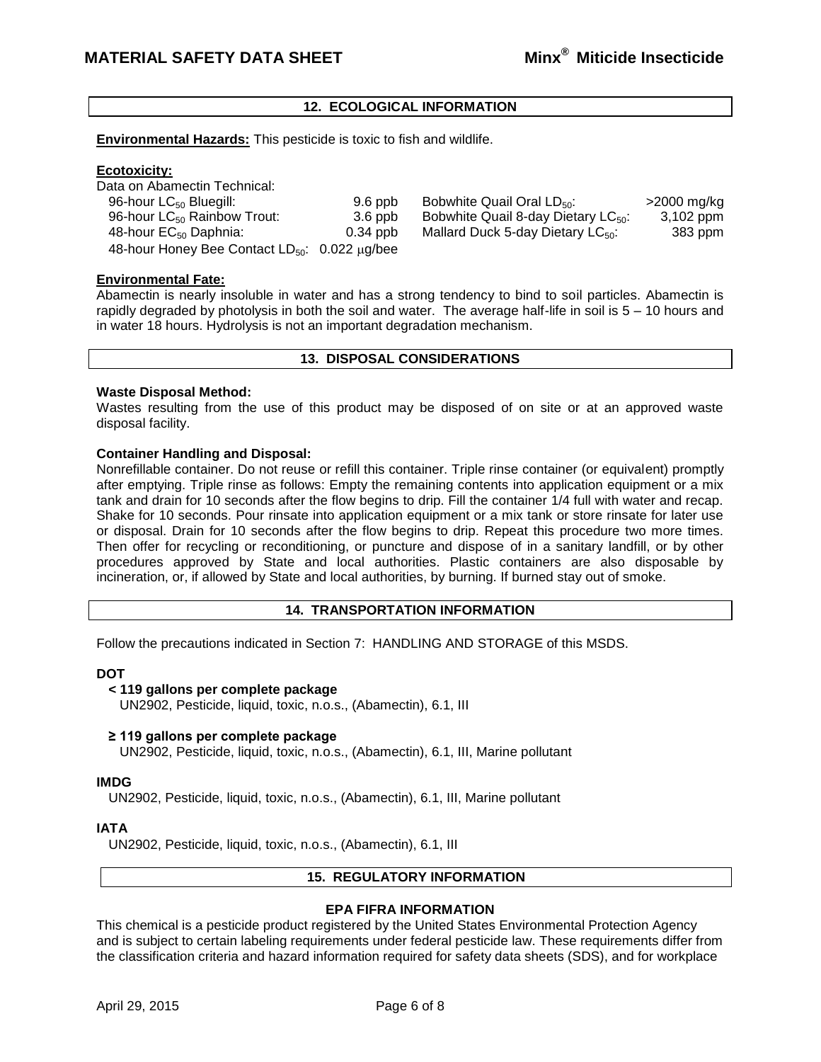## 12. ECOLOGICAL INFORMATION

**Environmental Hazards:** This pesticide is toxic to fish and wildlife.

**Ecotoxicity:**

Data on Abamectin Technical:

| | | | |
|---|---|---|---|
| 96-hour $LC_{50}$ Bluegill: | 9.6 ppb | Bobwhite Quail Oral $LD_{50}$: | >2000 mg/kg |
| 96-hour $LC_{50}$ Rainbow Trout: | 3.6 ppb | Bobwhite Quail 8-day Dietary $LC_{50}$: | 3,102 ppm |
| 48-hour $EC_{50}$ Daphnia: | 0.34 ppb | Mallard Duck 5-day Dietary $LC_{50}$: | 383 ppm |
| 48-hour Honey Bee Contact $LD_{50}$: | 0.022 μg/bee | | |

**Environmental Fate:**

Abamectin is nearly insoluble in water and has a strong tendency to bind to soil particles. Abamectin is rapidly degraded by photolysis in both the soil and water. The average half-life in soil is 5 – 10 hours and in water 18 hours. Hydrolysis is not an important degradation mechanism.

## 13. DISPOSAL CONSIDERATIONS

**Waste Disposal Method:**

Wastes resulting from the use of this product may be disposed of on site or at an approved waste disposal facility.

**Container Handling and Disposal:**

Nonrefillable container. Do not reuse or refill this container. Triple rinse container (or equivalent) promptly after emptying. Triple rinse as follows: Empty the remaining contents into application equipment or a mix tank and drain for 10 seconds after the flow begins to drip. Fill the container 1/4 full with water and recap. Shake for 10 seconds. Pour rinsate into application equipment or a mix tank or store rinsate for later use or disposal. Drain for 10 seconds after the flow begins to drip. Repeat this procedure two more times. Then offer for recycling or reconditioning, or puncture and dispose of in a sanitary landfill, or by other procedures approved by State and local authorities. Plastic containers are also disposable by incineration, or, if allowed by State and local authorities, by burning. If burned stay out of smoke.

## 14. TRANSPORTATION INFORMATION

Follow the precautions indicated in Section 7: HANDLING AND STORAGE of this MSDS.

**DOT**

**< 119 gallons per complete package**
UN2902, Pesticide, liquid, toxic, n.o.s., (Abamectin), 6.1, III

**≥ 119 gallons per complete package**
UN2902, Pesticide, liquid, toxic, n.o.s., (Abamectin), 6.1, III, Marine pollutant

**IMDG**
UN2902, Pesticide, liquid, toxic, n.o.s., (Abamectin), 6.1, III, Marine pollutant

**IATA**
UN2902, Pesticide, liquid, toxic, n.o.s., (Abamectin), 6.1, III

## 15. REGULATORY INFORMATION

### EPA FIFRA INFORMATION

This chemical is a pesticide product registered by the United States Environmental Protection Agency and is subject to certain labeling requirements under federal pesticide law. These requirements differ from the classification criteria and hazard information required for safety data sheets (SDS), and for workplace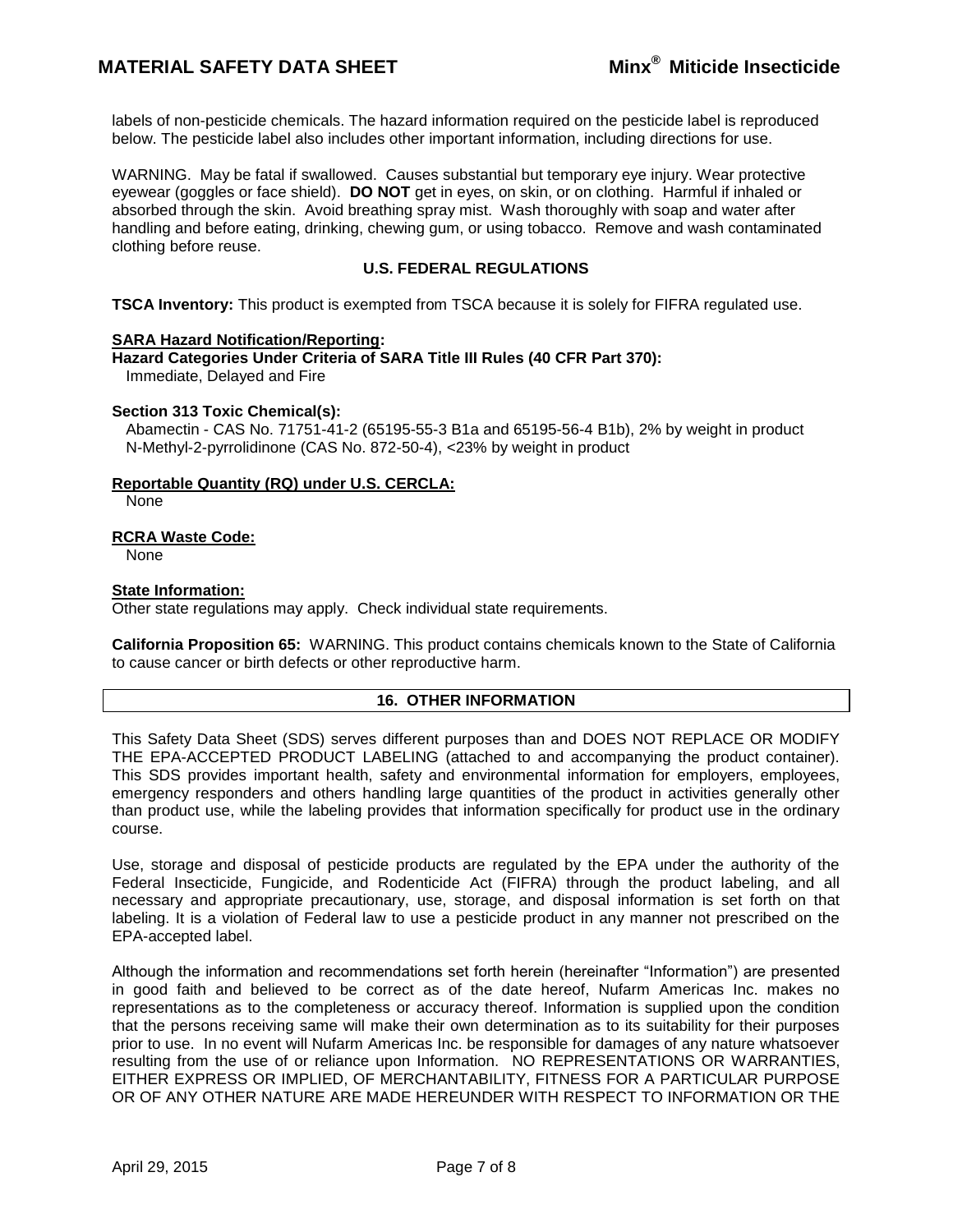labels of non-pesticide chemicals. The hazard information required on the pesticide label is reproduced below. The pesticide label also includes other important information, including directions for use.

WARNING. May be fatal if swallowed. Causes substantial but temporary eye injury. Wear protective eyewear (goggles or face shield). **DO NOT** get in eyes, on skin, or on clothing. Harmful if inhaled or absorbed through the skin. Avoid breathing spray mist. Wash thoroughly with soap and water after handling and before eating, drinking, chewing gum, or using tobacco. Remove and wash contaminated clothing before reuse.

### U.S. FEDERAL REGULATIONS

**TSCA Inventory:** This product is exempted from TSCA because it is solely for FIFRA regulated use.

**SARA Hazard Notification/Reporting:**

**Hazard Categories Under Criteria of SARA Title III Rules (40 CFR Part 370):**

Immediate, Delayed and Fire

**Section 313 Toxic Chemical(s):**

Abamectin - CAS No. 71751-41-2 (65195-55-3 B1a and 65195-56-4 B1b), 2% by weight in product
N-Methyl-2-pyrrolidinone (CAS No. 872-50-4), <23% by weight in product

**Reportable Quantity (RQ) under U.S. CERCLA:**

None

**RCRA Waste Code:**

None

**State Information:**

Other state regulations may apply. Check individual state requirements.

**California Proposition 65:** WARNING. This product contains chemicals known to the State of California to cause cancer or birth defects or other reproductive harm.

## 16. OTHER INFORMATION

This Safety Data Sheet (SDS) serves different purposes than and DOES NOT REPLACE OR MODIFY THE EPA-ACCEPTED PRODUCT LABELING (attached to and accompanying the product container). This SDS provides important health, safety and environmental information for employers, employees, emergency responders and others handling large quantities of the product in activities generally other than product use, while the labeling provides that information specifically for product use in the ordinary course.

Use, storage and disposal of pesticide products are regulated by the EPA under the authority of the Federal Insecticide, Fungicide, and Rodenticide Act (FIFRA) through the product labeling, and all necessary and appropriate precautionary, use, storage, and disposal information is set forth on that labeling. It is a violation of Federal law to use a pesticide product in any manner not prescribed on the EPA-accepted label.

Although the information and recommendations set forth herein (hereinafter "Information") are presented in good faith and believed to be correct as of the date hereof, Nufarm Americas Inc. makes no representations as to the completeness or accuracy thereof. Information is supplied upon the condition that the persons receiving same will make their own determination as to its suitability for their purposes prior to use. In no event will Nufarm Americas Inc. be responsible for damages of any nature whatsoever resulting from the use of or reliance upon Information. NO REPRESENTATIONS OR WARRANTIES, EITHER EXPRESS OR IMPLIED, OF MERCHANTABILITY, FITNESS FOR A PARTICULAR PURPOSE OR OF ANY OTHER NATURE ARE MADE HEREUNDER WITH RESPECT TO INFORMATION OR THE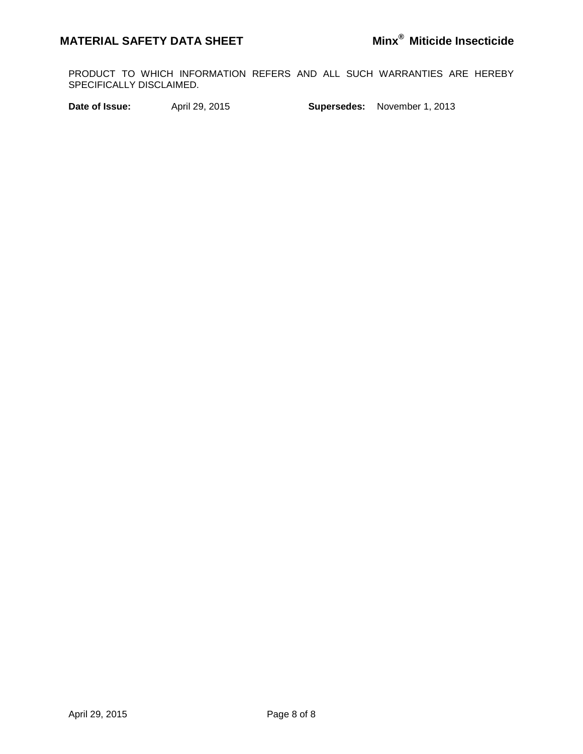PRODUCT TO WHICH INFORMATION REFERS AND ALL SUCH WARRANTIES ARE HEREBY SPECIFICALLY DISCLAIMED.

**Date of Issue:** April 29, 2015 **Supersedes:** November 1, 2013